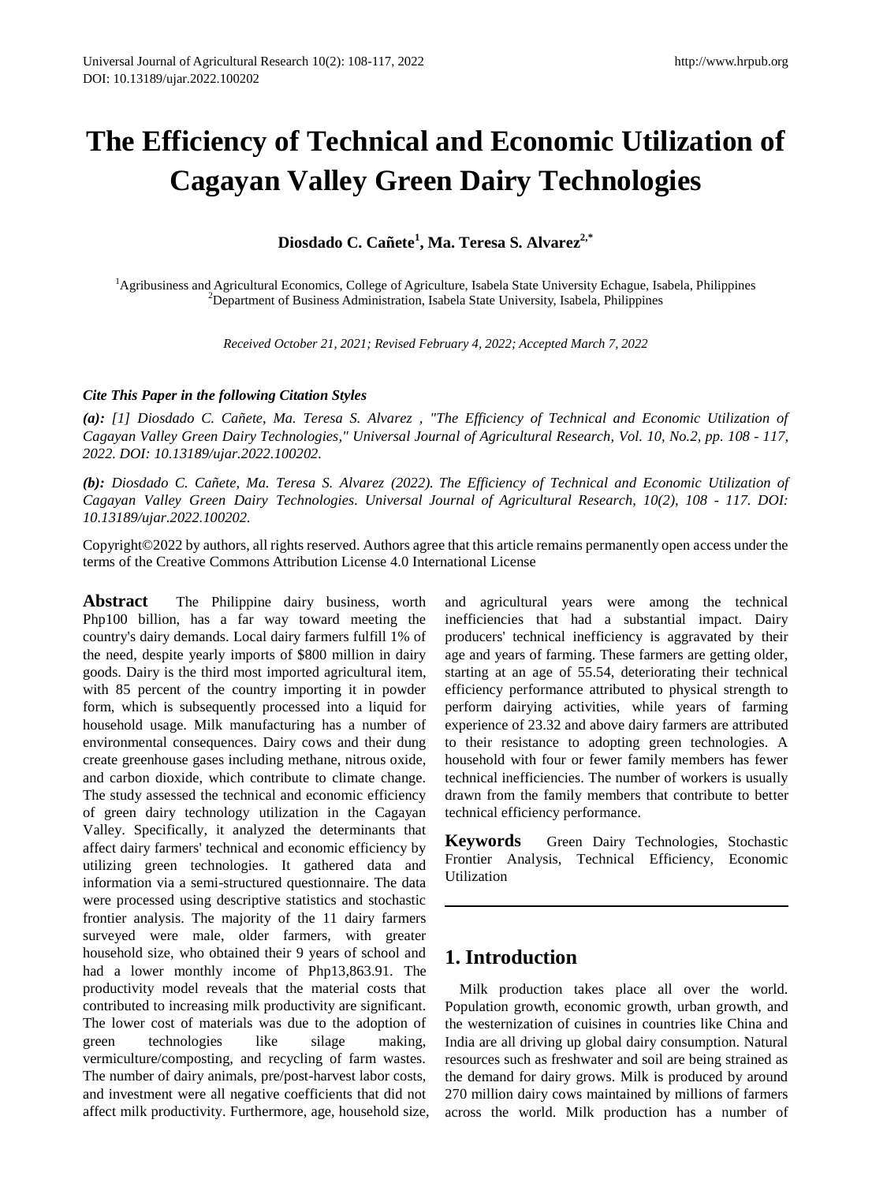# The Efficiency of Technical and Economic Utilization of Cagayan Valley Green Dairy Technologies

**Diosdado C. Cañete[1], Ma. Teresa S. Alvarez[2,*]**

[1]Agribusiness and Agricultural Economics, College of Agriculture, Isabela State University Echague, Isabela, Philippines
[2]Department of Business Administration, Isabela State University, Isabela, Philippines

*Received October 21, 2021; Revised February 4, 2022; Accepted March 7, 2022*

***Cite This Paper in the following Citation Styles***

***(a):*** *[1] Diosdado C. Cañete, Ma. Teresa S. Alvarez , "The Efficiency of Technical and Economic Utilization of Cagayan Valley Green Dairy Technologies," Universal Journal of Agricultural Research, Vol. 10, No.2, pp. 108 - 117, 2022. DOI: 10.13189/ujar.2022.100202.*

***(b):*** *Diosdado C. Cañete, Ma. Teresa S. Alvarez (2022). The Efficiency of Technical and Economic Utilization of Cagayan Valley Green Dairy Technologies. Universal Journal of Agricultural Research, 10(2), 108 - 117. DOI: 10.13189/ujar.2022.100202.*

Copyright©2022 by authors, all rights reserved. Authors agree that this article remains permanently open access under the terms of the Creative Commons Attribution License 4.0 International License

**Abstract** The Philippine dairy business, worth Php100 billion, has a far way toward meeting the country's dairy demands. Local dairy farmers fulfill 1% of the need, despite yearly imports of $800 million in dairy goods. Dairy is the third most imported agricultural item, with 85 percent of the country importing it in powder form, which is subsequently processed into a liquid for household usage. Milk manufacturing has a number of environmental consequences. Dairy cows and their dung create greenhouse gases including methane, nitrous oxide, and carbon dioxide, which contribute to climate change. The study assessed the technical and economic efficiency of green dairy technology utilization in the Cagayan Valley. Specifically, it analyzed the determinants that affect dairy farmers' technical and economic efficiency by utilizing green technologies. It gathered data and information via a semi-structured questionnaire. The data were processed using descriptive statistics and stochastic frontier analysis. The majority of the 11 dairy farmers surveyed were male, older farmers, with greater household size, who obtained their 9 years of school and had a lower monthly income of Php13,863.91. The productivity model reveals that the material costs that contributed to increasing milk productivity are significant. The lower cost of materials was due to the adoption of green technologies like silage making, vermiculture/composting, and recycling of farm wastes. The number of dairy animals, pre/post-harvest labor costs, and investment were all negative coefficients that did not affect milk productivity. Furthermore, age, household size, and agricultural years were among the technical inefficiencies that had a substantial impact. Dairy producers' technical inefficiency is aggravated by their age and years of farming. These farmers are getting older, starting at an age of 55.54, deteriorating their technical efficiency performance attributed to physical strength to perform dairying activities, while years of farming experience of 23.32 and above dairy farmers are attributed to their resistance to adopting green technologies. A household with four or fewer family members has fewer technical inefficiencies. The number of workers is usually drawn from the family members that contribute to better technical efficiency performance.

**Keywords** Green Dairy Technologies, Stochastic Frontier Analysis, Technical Efficiency, Economic Utilization

## 1. Introduction

Milk production takes place all over the world. Population growth, economic growth, urban growth, and the westernization of cuisines in countries like China and India are all driving up global dairy consumption. Natural resources such as freshwater and soil are being strained as the demand for dairy grows. Milk is produced by around 270 million dairy cows maintained by millions of farmers across the world. Milk production has a number of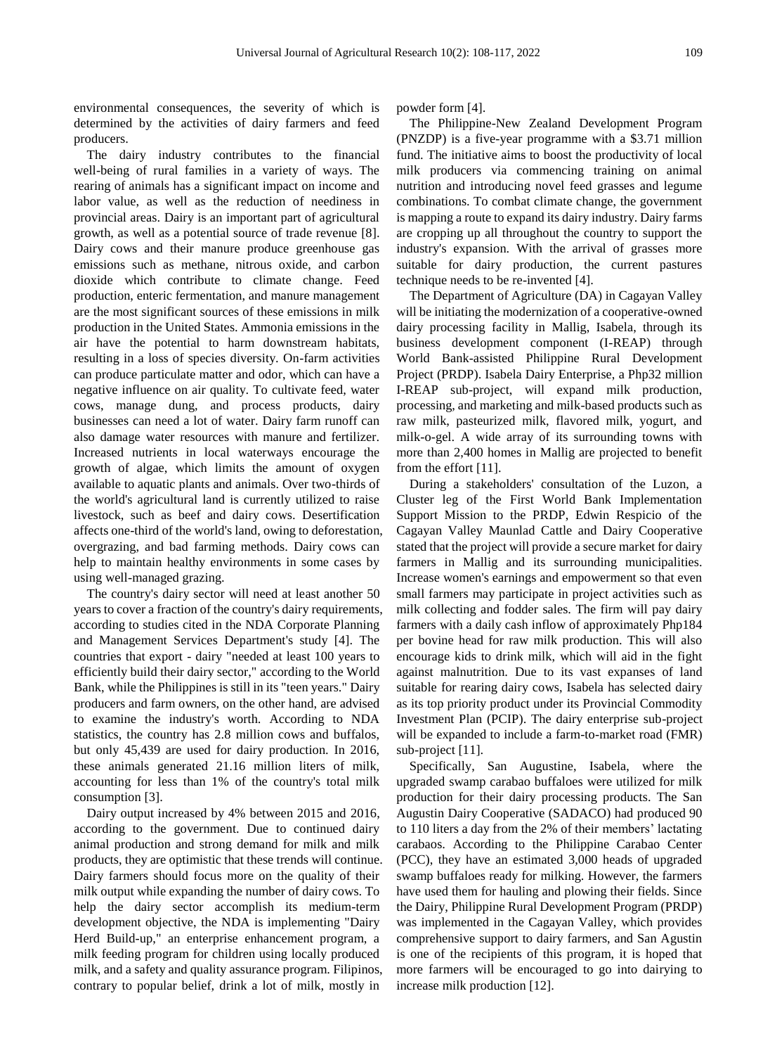environmental consequences, the severity of which is determined by the activities of dairy farmers and feed producers.

The dairy industry contributes to the financial well-being of rural families in a variety of ways. The rearing of animals has a significant impact on income and labor value, as well as the reduction of neediness in provincial areas. Dairy is an important part of agricultural growth, as well as a potential source of trade revenue [8]. Dairy cows and their manure produce greenhouse gas emissions such as methane, nitrous oxide, and carbon dioxide which contribute to climate change. Feed production, enteric fermentation, and manure management are the most significant sources of these emissions in milk production in the United States. Ammonia emissions in the air have the potential to harm downstream habitats, resulting in a loss of species diversity. On-farm activities can produce particulate matter and odor, which can have a negative influence on air quality. To cultivate feed, water cows, manage dung, and process products, dairy businesses can need a lot of water. Dairy farm runoff can also damage water resources with manure and fertilizer. Increased nutrients in local waterways encourage the growth of algae, which limits the amount of oxygen available to aquatic plants and animals. Over two-thirds of the world's agricultural land is currently utilized to raise livestock, such as beef and dairy cows. Desertification affects one-third of the world's land, owing to deforestation, overgrazing, and bad farming methods. Dairy cows can help to maintain healthy environments in some cases by using well-managed grazing.

The country's dairy sector will need at least another 50 years to cover a fraction of the country's dairy requirements, according to studies cited in the NDA Corporate Planning and Management Services Department's study [4]. The countries that export - dairy "needed at least 100 years to efficiently build their dairy sector," according to the World Bank, while the Philippines is still in its "teen years." Dairy producers and farm owners, on the other hand, are advised to examine the industry's worth. According to NDA statistics, the country has 2.8 million cows and buffalos, but only 45,439 are used for dairy production. In 2016, these animals generated 21.16 million liters of milk, accounting for less than 1% of the country's total milk consumption [3].

Dairy output increased by 4% between 2015 and 2016, according to the government. Due to continued dairy animal production and strong demand for milk and milk products, they are optimistic that these trends will continue. Dairy farmers should focus more on the quality of their milk output while expanding the number of dairy cows. To help the dairy sector accomplish its medium-term development objective, the NDA is implementing "Dairy Herd Build-up," an enterprise enhancement program, a milk feeding program for children using locally produced milk, and a safety and quality assurance program. Filipinos, contrary to popular belief, drink a lot of milk, mostly in powder form [4].

The Philippine-New Zealand Development Program (PNZDP) is a five-year programme with a \$3.71 million fund. The initiative aims to boost the productivity of local milk producers via commencing training on animal nutrition and introducing novel feed grasses and legume combinations. To combat climate change, the government is mapping a route to expand its dairy industry. Dairy farms are cropping up all throughout the country to support the industry's expansion. With the arrival of grasses more suitable for dairy production, the current pastures technique needs to be re-invented [4].

The Department of Agriculture (DA) in Cagayan Valley will be initiating the modernization of a cooperative-owned dairy processing facility in Mallig, Isabela, through its business development component (I-REAP) through World Bank-assisted Philippine Rural Development Project (PRDP). Isabela Dairy Enterprise, a Php32 million I-REAP sub-project, will expand milk production, processing, and marketing and milk-based products such as raw milk, pasteurized milk, flavored milk, yogurt, and milk-o-gel. A wide array of its surrounding towns with more than 2,400 homes in Mallig are projected to benefit from the effort [11].

During a stakeholders' consultation of the Luzon, a Cluster leg of the First World Bank Implementation Support Mission to the PRDP, Edwin Respicio of the Cagayan Valley Maunlad Cattle and Dairy Cooperative stated that the project will provide a secure market for dairy farmers in Mallig and its surrounding municipalities. Increase women's earnings and empowerment so that even small farmers may participate in project activities such as milk collecting and fodder sales. The firm will pay dairy farmers with a daily cash inflow of approximately Php184 per bovine head for raw milk production. This will also encourage kids to drink milk, which will aid in the fight against malnutrition. Due to its vast expanses of land suitable for rearing dairy cows, Isabela has selected dairy as its top priority product under its Provincial Commodity Investment Plan (PCIP). The dairy enterprise sub-project will be expanded to include a farm-to-market road (FMR) sub-project [11].

Specifically, San Augustine, Isabela, where the upgraded swamp carabao buffaloes were utilized for milk production for their dairy processing products. The San Augustin Dairy Cooperative (SADACO) had produced 90 to 110 liters a day from the 2% of their members' lactating carabaos. According to the Philippine Carabao Center (PCC), they have an estimated 3,000 heads of upgraded swamp buffaloes ready for milking. However, the farmers have used them for hauling and plowing their fields. Since the Dairy, Philippine Rural Development Program (PRDP) was implemented in the Cagayan Valley, which provides comprehensive support to dairy farmers, and San Agustin is one of the recipients of this program, it is hoped that more farmers will be encouraged to go into dairying to increase milk production [12].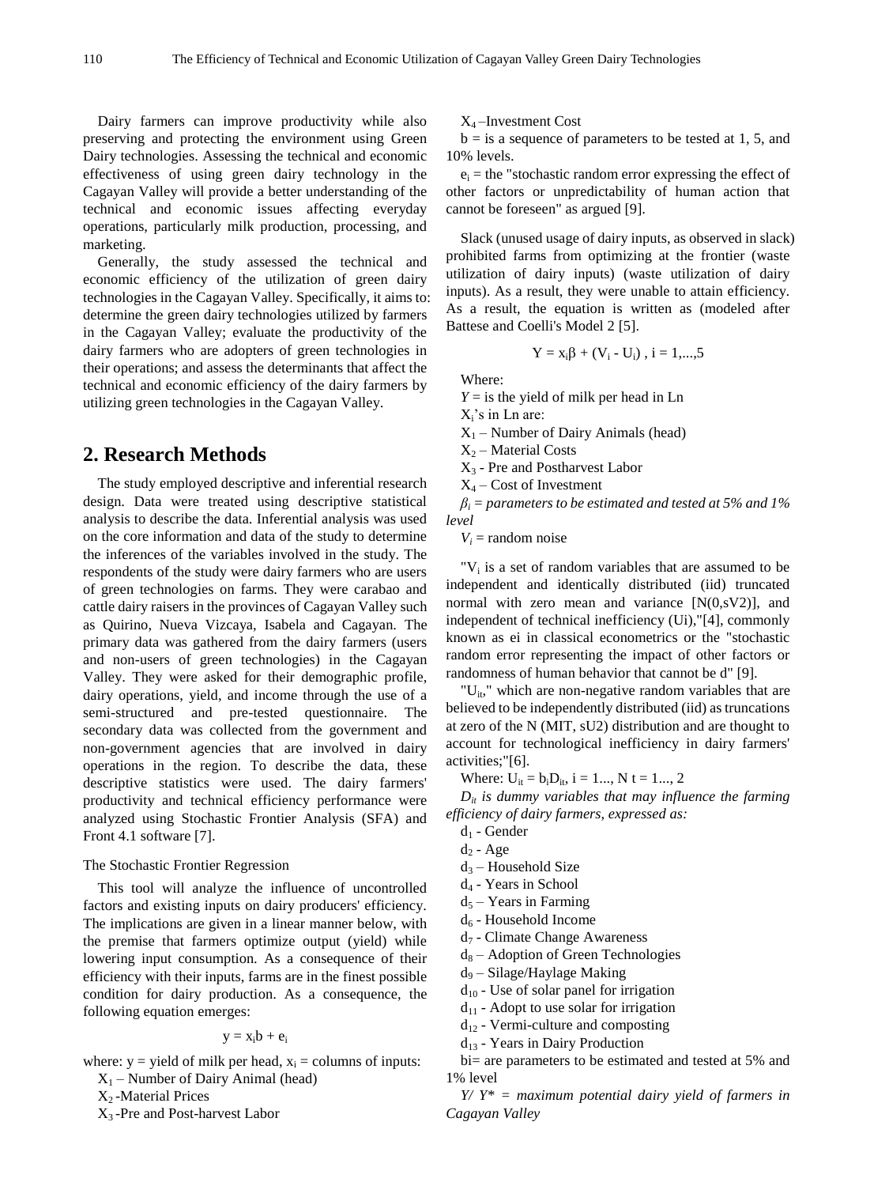Dairy farmers can improve productivity while also preserving and protecting the environment using Green Dairy technologies. Assessing the technical and economic effectiveness of using green dairy technology in the Cagayan Valley will provide a better understanding of the technical and economic issues affecting everyday operations, particularly milk production, processing, and marketing.

Generally, the study assessed the technical and economic efficiency of the utilization of green dairy technologies in the Cagayan Valley. Specifically, it aims to: determine the green dairy technologies utilized by farmers in the Cagayan Valley; evaluate the productivity of the dairy farmers who are adopters of green technologies in their operations; and assess the determinants that affect the technical and economic efficiency of the dairy farmers by utilizing green technologies in the Cagayan Valley.

## 2. Research Methods

The study employed descriptive and inferential research design. Data were treated using descriptive statistical analysis to describe the data. Inferential analysis was used on the core information and data of the study to determine the inferences of the variables involved in the study. The respondents of the study were dairy farmers who are users of green technologies on farms. They were carabao and cattle dairy raisers in the provinces of Cagayan Valley such as Quirino, Nueva Vizcaya, Isabela and Cagayan. The primary data was gathered from the dairy farmers (users and non-users of green technologies) in the Cagayan Valley. They were asked for their demographic profile, dairy operations, yield, and income through the use of a semi-structured and pre-tested questionnaire. The secondary data was collected from the government and non-government agencies that are involved in dairy operations in the region. To describe the data, these descriptive statistics were used. The dairy farmers' productivity and technical efficiency performance were analyzed using Stochastic Frontier Analysis (SFA) and Front 4.1 software [7].

The Stochastic Frontier Regression

This tool will analyze the influence of uncontrolled factors and existing inputs on dairy producers' efficiency. The implications are given in a linear manner below, with the premise that farmers optimize output (yield) while lowering input consumption. As a consequence of their efficiency with their inputs, farms are in the finest possible condition for dairy production. As a consequence, the following equation emerges:

$$y = x_i b + e_i$$

where: y = yield of milk per head, $x_i$ = columns of inputs:

$X_1$ – Number of Dairy Animal (head)

$X_2$ -Material Prices

$X_3$ -Pre and Post-harvest Labor

$X_4$ –Investment Cost

b = is a sequence of parameters to be tested at 1, 5, and 10% levels.

$e_i$ = the "stochastic random error expressing the effect of other factors or unpredictability of human action that cannot be foreseen" as argued [9].

Slack (unused usage of dairy inputs, as observed in slack) prohibited farms from optimizing at the frontier (waste utilization of dairy inputs) (waste utilization of dairy inputs). As a result, they were unable to attain efficiency. As a result, the equation is written as (modeled after Battese and Coelli's Model 2 [5].

$$Y = x_i\beta + (V_i - U_i)\ ,\ i = 1,...,5$$

Where:

*Y* = is the yield of milk per head in Ln

$X_i$'s in Ln are:

$X_1$ – Number of Dairy Animals (head)

$X_2$ – Material Costs

$X_3$ - Pre and Postharvest Labor

$X_4$ – Cost of Investment

*$\beta_i$ = parameters to be estimated and tested at 5% and 1% level*

*$V_i$* = random noise

"$V_i$ is a set of random variables that are assumed to be independent and identically distributed (iid) truncated normal with zero mean and variance [N(0,sV2)], and independent of technical inefficiency (Ui),"[4], commonly known as ei in classical econometrics or the "stochastic random error representing the impact of other factors or randomness of human behavior that cannot be d" [9].

"$U_{it}$," which are non-negative random variables that are believed to be independently distributed (iid) as truncations at zero of the N (MIT, sU2) distribution and are thought to account for technological inefficiency in dairy farmers' activities;"[6].

Where: $U_{it} = b_i D_{it}$, i = 1..., N t = 1..., 2

*$D_{it}$ is dummy variables that may influence the farming efficiency of dairy farmers, expressed as:*

$d_1$ - Gender

$d_2$ - Age

$d_3$ – Household Size

$d_4$ - Years in School

$d_5$ – Years in Farming

$d_6$ - Household Income

$d_7$ - Climate Change Awareness

$d_8$ – Adoption of Green Technologies

$d_9$ – Silage/Haylage Making

$d_{10}$ - Use of solar panel for irrigation

$d_{11}$ - Adopt to use solar for irrigation

$d_{12}$ - Vermi-culture and composting

$d_{13}$ - Years in Dairy Production

bi= are parameters to be estimated and tested at 5% and 1% level

*Y/ Y\* = maximum potential dairy yield of farmers in Cagayan Valley*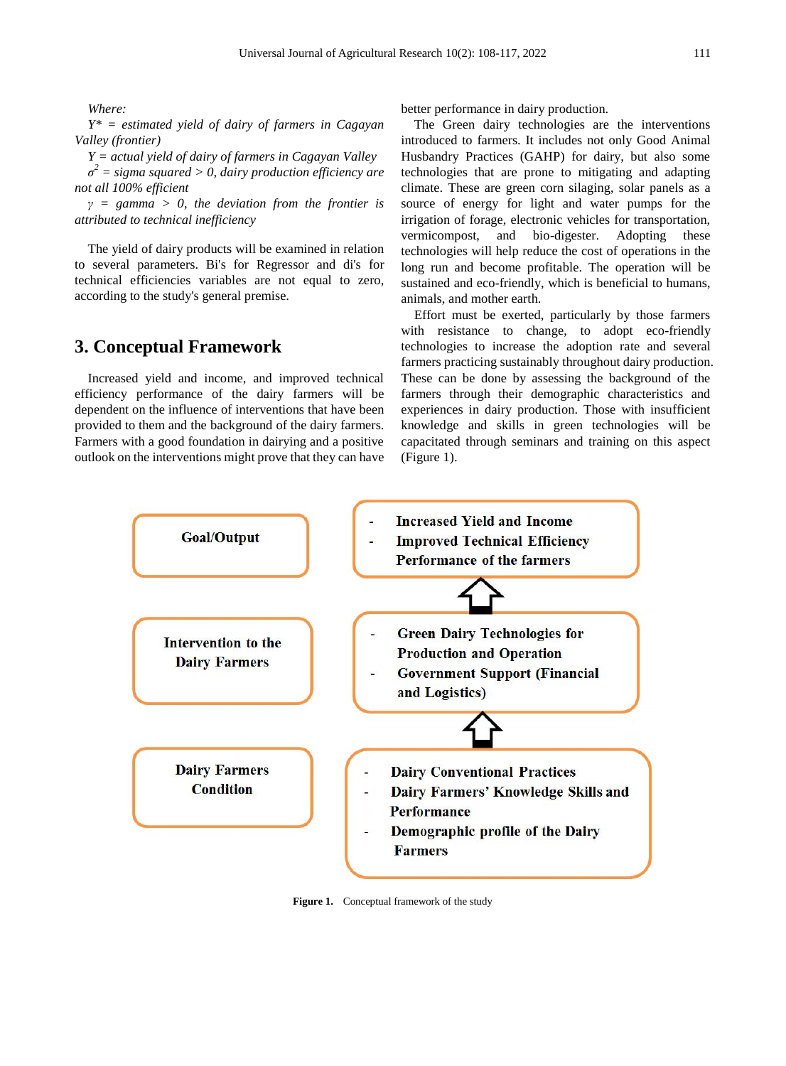*Where:*

*$Y^*$ = estimated yield of dairy of farmers in Cagayan Valley (frontier)*

*$Y$ = actual yield of dairy of farmers in Cagayan Valley*

*$\sigma^2$ = sigma squared > 0, dairy production efficiency are not all 100% efficient*

*$\gamma$ = gamma > 0, the deviation from the frontier is attributed to technical inefficiency*

The yield of dairy products will be examined in relation to several parameters. Bi's for Regressor and di's for technical efficiencies variables are not equal to zero, according to the study's general premise.

## 3. Conceptual Framework

Increased yield and income, and improved technical efficiency performance of the dairy farmers will be dependent on the influence of interventions that have been provided to them and the background of the dairy farmers. Farmers with a good foundation in dairying and a positive outlook on the interventions might prove that they can have better performance in dairy production.

The Green dairy technologies are the interventions introduced to farmers. It includes not only Good Animal Husbandry Practices (GAHP) for dairy, but also some technologies that are prone to mitigating and adapting climate. These are green corn silaging, solar panels as a source of energy for light and water pumps for the irrigation of forage, electronic vehicles for transportation, vermicompost, and bio-digester. Adopting these technologies will help reduce the cost of operations in the long run and become profitable. The operation will be sustained and eco-friendly, which is beneficial to humans, animals, and mother earth.

Effort must be exerted, particularly by those farmers with resistance to change, to adopt eco-friendly technologies to increase the adoption rate and several farmers practicing sustainably throughout dairy production. These can be done by assessing the background of the farmers through their demographic characteristics and experiences in dairy production. Those with insufficient knowledge and skills in green technologies will be capacitated through seminars and training on this aspect (Figure 1).

| | |
|---|---|
| **Goal/Output** | - **Increased Yield and Income**<br>- **Improved Technical Efficiency Performance of the farmers** |
| **Intervention to the Dairy Farmers** | - **Green Dairy Technologies for Production and Operation**<br>- **Government Support (Financial and Logistics)** |
| **Dairy Farmers Condition** | - **Dairy Conventional Practices**<br>- **Dairy Farmers' Knowledge Skills and Performance**<br>- **Demographic profile of the Dairy Farmers** |

**Figure 1.** Conceptual framework of the study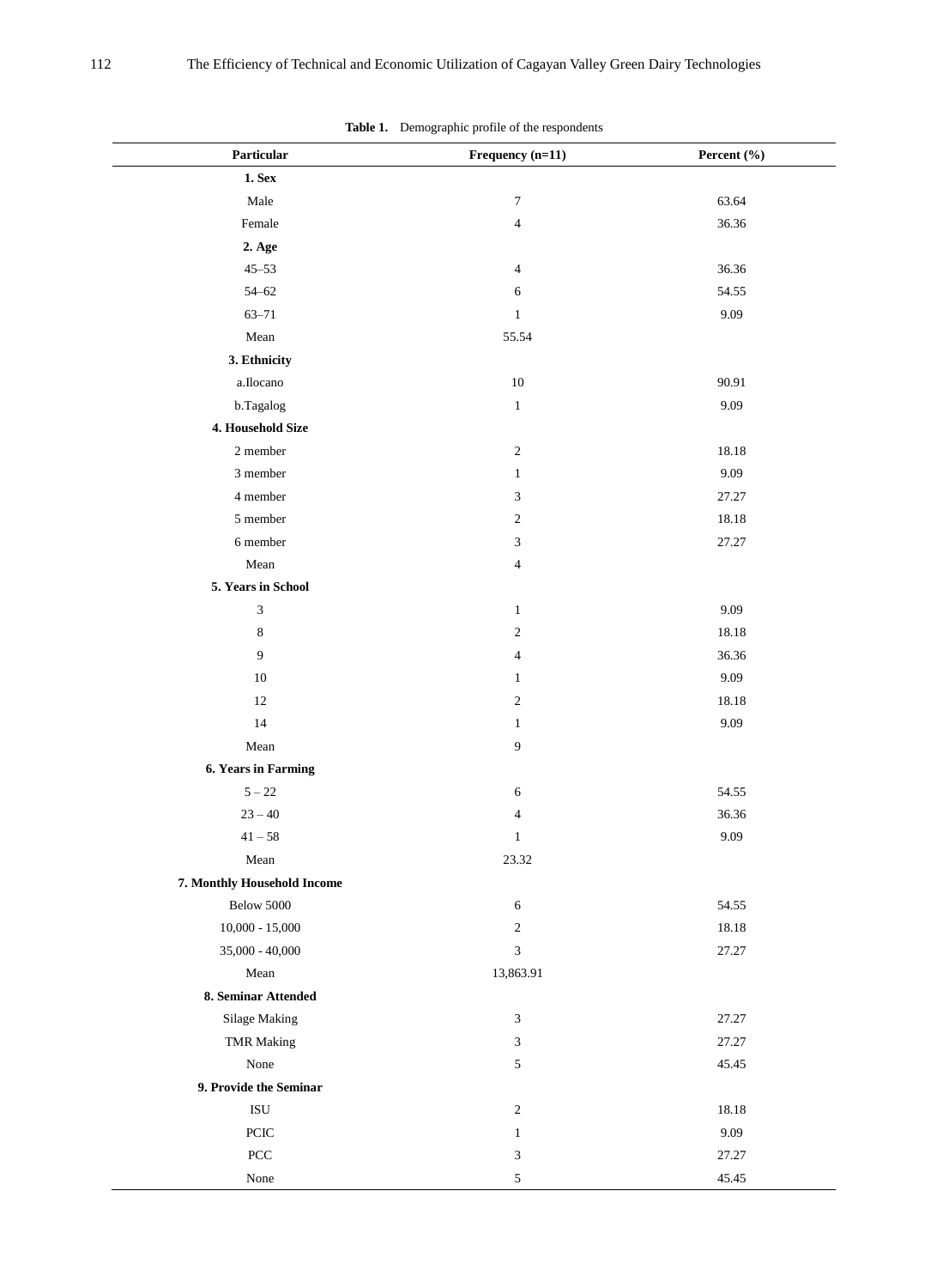**Table 1.** Demographic profile of the respondents

| Particular | Frequency (n=11) | Percent (%) |
|---|---|---|
| **1. Sex** | | |
| Male | 7 | 63.64 |
| Female | 4 | 36.36 |
| **2. Age** | | |
| 45–53 | 4 | 36.36 |
| 54–62 | 6 | 54.55 |
| 63–71 | 1 | 9.09 |
| Mean | 55.54 | |
| **3. Ethnicity** | | |
| a.Ilocano | 10 | 90.91 |
| b.Tagalog | 1 | 9.09 |
| **4. Household Size** | | |
| 2 member | 2 | 18.18 |
| 3 member | 1 | 9.09 |
| 4 member | 3 | 27.27 |
| 5 member | 2 | 18.18 |
| 6 member | 3 | 27.27 |
| Mean | 4 | |
| **5. Years in School** | | |
| 3 | 1 | 9.09 |
| 8 | 2 | 18.18 |
| 9 | 4 | 36.36 |
| 10 | 1 | 9.09 |
| 12 | 2 | 18.18 |
| 14 | 1 | 9.09 |
| Mean | 9 | |
| **6. Years in Farming** | | |
| 5 – 22 | 6 | 54.55 |
| 23 – 40 | 4 | 36.36 |
| 41 – 58 | 1 | 9.09 |
| Mean | 23.32 | |
| **7. Monthly Household Income** | | |
| Below 5000 | 6 | 54.55 |
| 10,000 - 15,000 | 2 | 18.18 |
| 35,000 - 40,000 | 3 | 27.27 |
| Mean | 13,863.91 | |
| **8. Seminar Attended** | | |
| Silage Making | 3 | 27.27 |
| TMR Making | 3 | 27.27 |
| None | 5 | 45.45 |
| **9. Provide the Seminar** | | |
| ISU | 2 | 18.18 |
| PCIC | 1 | 9.09 |
| PCC | 3 | 27.27 |
| None | 5 | 45.45 |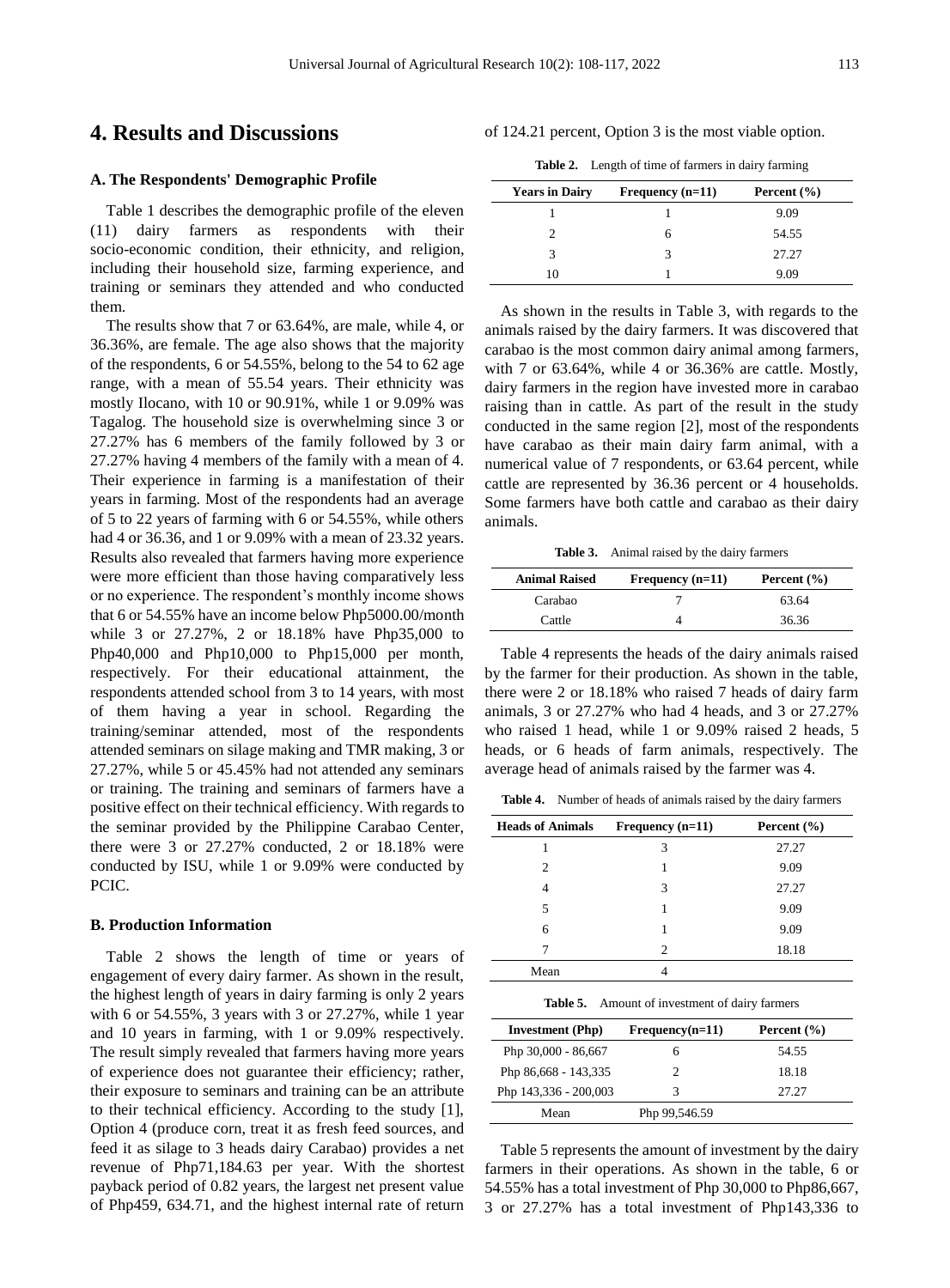## 4. Results and Discussions

### A. The Respondents' Demographic Profile

Table 1 describes the demographic profile of the eleven (11) dairy farmers as respondents with their socio-economic condition, their ethnicity, and religion, including their household size, farming experience, and training or seminars they attended and who conducted them.

The results show that 7 or 63.64%, are male, while 4, or 36.36%, are female. The age also shows that the majority of the respondents, 6 or 54.55%, belong to the 54 to 62 age range, with a mean of 55.54 years. Their ethnicity was mostly Ilocano, with 10 or 90.91%, while 1 or 9.09% was Tagalog. The household size is overwhelming since 3 or 27.27% has 6 members of the family followed by 3 or 27.27% having 4 members of the family with a mean of 4. Their experience in farming is a manifestation of their years in farming. Most of the respondents had an average of 5 to 22 years of farming with 6 or 54.55%, while others had 4 or 36.36, and 1 or 9.09% with a mean of 23.32 years. Results also revealed that farmers having more experience were more efficient than those having comparatively less or no experience. The respondent's monthly income shows that 6 or 54.55% have an income below Php5000.00/month while 3 or 27.27%, 2 or 18.18% have Php35,000 to Php40,000 and Php10,000 to Php15,000 per month, respectively. For their educational attainment, the respondents attended school from 3 to 14 years, with most of them having a year in school. Regarding the training/seminar attended, most of the respondents attended seminars on silage making and TMR making, 3 or 27.27%, while 5 or 45.45% had not attended any seminars or training. The training and seminars of farmers have a positive effect on their technical efficiency. With regards to the seminar provided by the Philippine Carabao Center, there were 3 or 27.27% conducted, 2 or 18.18% were conducted by ISU, while 1 or 9.09% were conducted by PCIC.

### B. Production Information

Table 2 shows the length of time or years of engagement of every dairy farmer. As shown in the result, the highest length of years in dairy farming is only 2 years with 6 or 54.55%, 3 years with 3 or 27.27%, while 1 year and 10 years in farming, with 1 or 9.09% respectively. The result simply revealed that farmers having more years of experience does not guarantee their efficiency; rather, their exposure to seminars and training can be an attribute to their technical efficiency. According to the study [1], Option 4 (produce corn, treat it as fresh feed sources, and feed it as silage to 3 heads dairy Carabao) provides a net revenue of Php71,184.63 per year. With the shortest payback period of 0.82 years, the largest net present value of Php459, 634.71, and the highest internal rate of return of 124.21 percent, Option 3 is the most viable option.

**Table 2.** Length of time of farmers in dairy farming

| Years in Dairy | Frequency (n=11) | Percent (%) |
|---|---|---|
| 1 | 1 | 9.09 |
| 2 | 6 | 54.55 |
| 3 | 3 | 27.27 |
| 10 | 1 | 9.09 |

As shown in the results in Table 3, with regards to the animals raised by the dairy farmers. It was discovered that carabao is the most common dairy animal among farmers, with 7 or 63.64%, while 4 or 36.36% are cattle. Mostly, dairy farmers in the region have invested more in carabao raising than in cattle. As part of the result in the study conducted in the same region [2], most of the respondents have carabao as their main dairy farm animal, with a numerical value of 7 respondents, or 63.64 percent, while cattle are represented by 36.36 percent or 4 households. Some farmers have both cattle and carabao as their dairy animals.

**Table 3.** Animal raised by the dairy farmers

| Animal Raised | Frequency (n=11) | Percent (%) |
|---|---|---|
| Carabao | 7 | 63.64 |
| Cattle | 4 | 36.36 |

Table 4 represents the heads of the dairy animals raised by the farmer for their production. As shown in the table, there were 2 or 18.18% who raised 7 heads of dairy farm animals, 3 or 27.27% who had 4 heads, and 3 or 27.27% who raised 1 head, while 1 or 9.09% raised 2 heads, 5 heads, or 6 heads of farm animals, respectively. The average head of animals raised by the farmer was 4.

**Table 4.** Number of heads of animals raised by the dairy farmers

| Heads of Animals | Frequency (n=11) | Percent (%) |
|---|---|---|
| 1 | 3 | 27.27 |
| 2 | 1 | 9.09 |
| 4 | 3 | 27.27 |
| 5 | 1 | 9.09 |
| 6 | 1 | 9.09 |
| 7 | 2 | 18.18 |
| Mean | 4 | |

**Table 5.** Amount of investment of dairy farmers

| Investment (Php) | Frequency(n=11) | Percent (%) |
|---|---|---|
| Php 30,000 - 86,667 | 6 | 54.55 |
| Php 86,668 - 143,335 | 2 | 18.18 |
| Php 143,336 - 200,003 | 3 | 27.27 |
| Mean | Php 99,546.59 | |

Table 5 represents the amount of investment by the dairy farmers in their operations. As shown in the table, 6 or 54.55% has a total investment of Php 30,000 to Php86,667, 3 or 27.27% has a total investment of Php143,336 to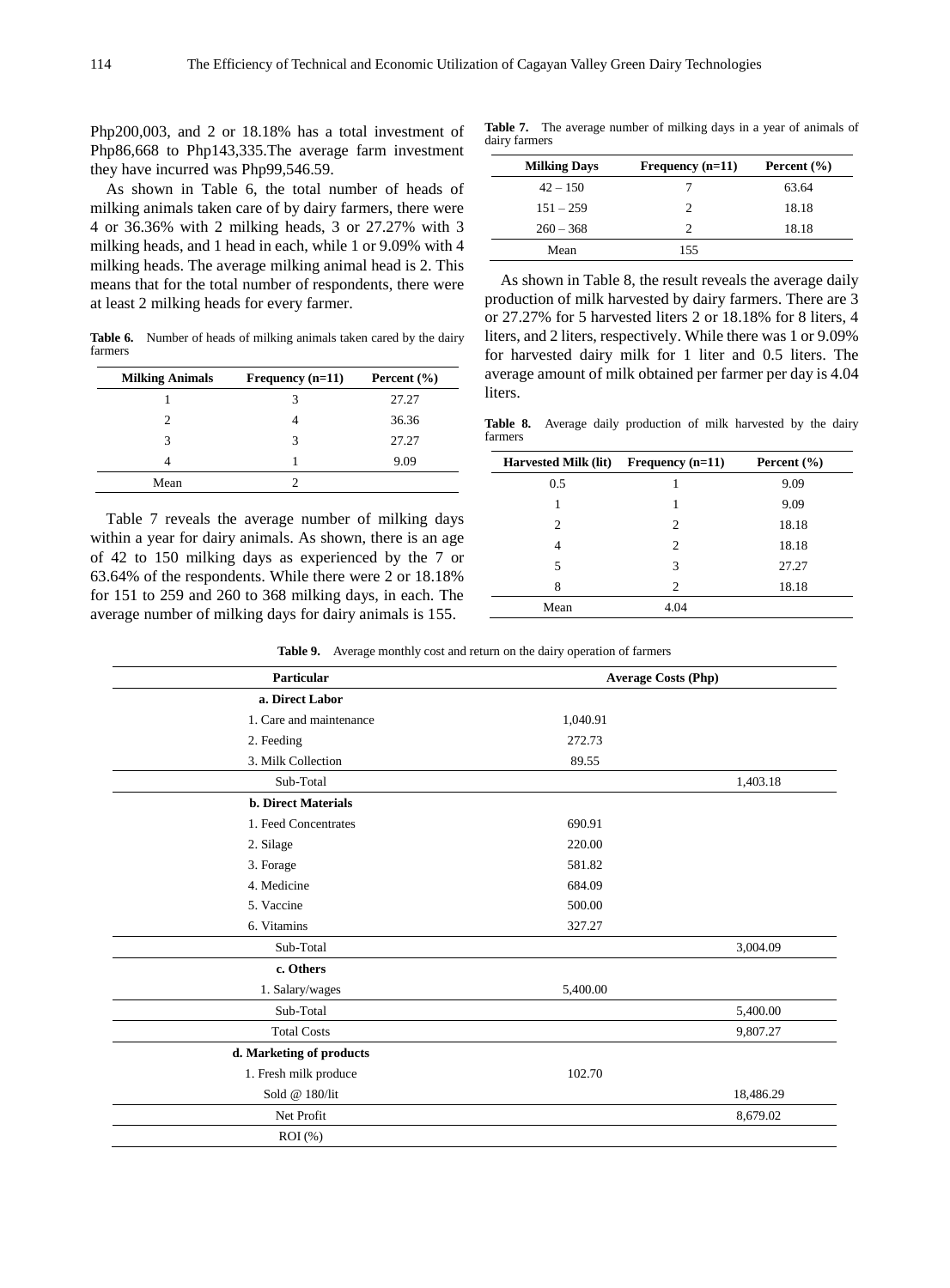Php200,003, and 2 or 18.18% has a total investment of Php86,668 to Php143,335.The average farm investment they have incurred was Php99,546.59.

As shown in Table 6, the total number of heads of milking animals taken care of by dairy farmers, there were 4 or 36.36% with 2 milking heads, 3 or 27.27% with 3 milking heads, and 1 head in each, while 1 or 9.09% with 4 milking heads. The average milking animal head is 2. This means that for the total number of respondents, there were at least 2 milking heads for every farmer.

**Table 6.** Number of heads of milking animals taken cared by the dairy farmers

| Milking Animals | Frequency (n=11) | Percent (%) |
|---|---|---|
| 1 | 3 | 27.27 |
| 2 | 4 | 36.36 |
| 3 | 3 | 27.27 |
| 4 | 1 | 9.09 |
| Mean | 2 | |

Table 7 reveals the average number of milking days within a year for dairy animals. As shown, there is an age of 42 to 150 milking days as experienced by the 7 or 63.64% of the respondents. While there were 2 or 18.18% for 151 to 259 and 260 to 368 milking days, in each. The average number of milking days for dairy animals is 155.

**Table 7.** The average number of milking days in a year of animals of dairy farmers

| Milking Days | Frequency (n=11) | Percent (%) |
|---|---|---|
| 42 – 150 | 7 | 63.64 |
| 151 – 259 | 2 | 18.18 |
| 260 – 368 | 2 | 18.18 |
| Mean | 155 | |

As shown in Table 8, the result reveals the average daily production of milk harvested by dairy farmers. There are 3 or 27.27% for 5 harvested liters 2 or 18.18% for 8 liters, 4 liters, and 2 liters, respectively. While there was 1 or 9.09% for harvested dairy milk for 1 liter and 0.5 liters. The average amount of milk obtained per farmer per day is 4.04 liters.

**Table 8.** Average daily production of milk harvested by the dairy farmers

| Harvested Milk (lit) | Frequency (n=11) | Percent (%) |
|---|---|---|
| 0.5 | 1 | 9.09 |
| 1 | 1 | 9.09 |
| 2 | 2 | 18.18 |
| 4 | 2 | 18.18 |
| 5 | 3 | 27.27 |
| 8 | 2 | 18.18 |
| Mean | 4.04 | |

**Table 9.** Average monthly cost and return on the dairy operation of farmers

| Particular | Average Costs (Php) | |
|---|---|---|
| **a. Direct Labor** | | |
| 1. Care and maintenance | 1,040.91 | |
| 2. Feeding | 272.73 | |
| 3. Milk Collection | 89.55 | |
| Sub-Total | | 1,403.18 |
| **b. Direct Materials** | | |
| 1. Feed Concentrates | 690.91 | |
| 2. Silage | 220.00 | |
| 3. Forage | 581.82 | |
| 4. Medicine | 684.09 | |
| 5. Vaccine | 500.00 | |
| 6. Vitamins | 327.27 | |
| Sub-Total | | 3,004.09 |
| **c. Others** | | |
| 1. Salary/wages | 5,400.00 | |
| Sub-Total | | 5,400.00 |
| Total Costs | | 9,807.27 |
| **d. Marketing of products** | | |
| 1. Fresh milk produce | 102.70 | |
| Sold @ 180/lit | | 18,486.29 |
| Net Profit | | 8,679.02 |
| ROI (%) | | |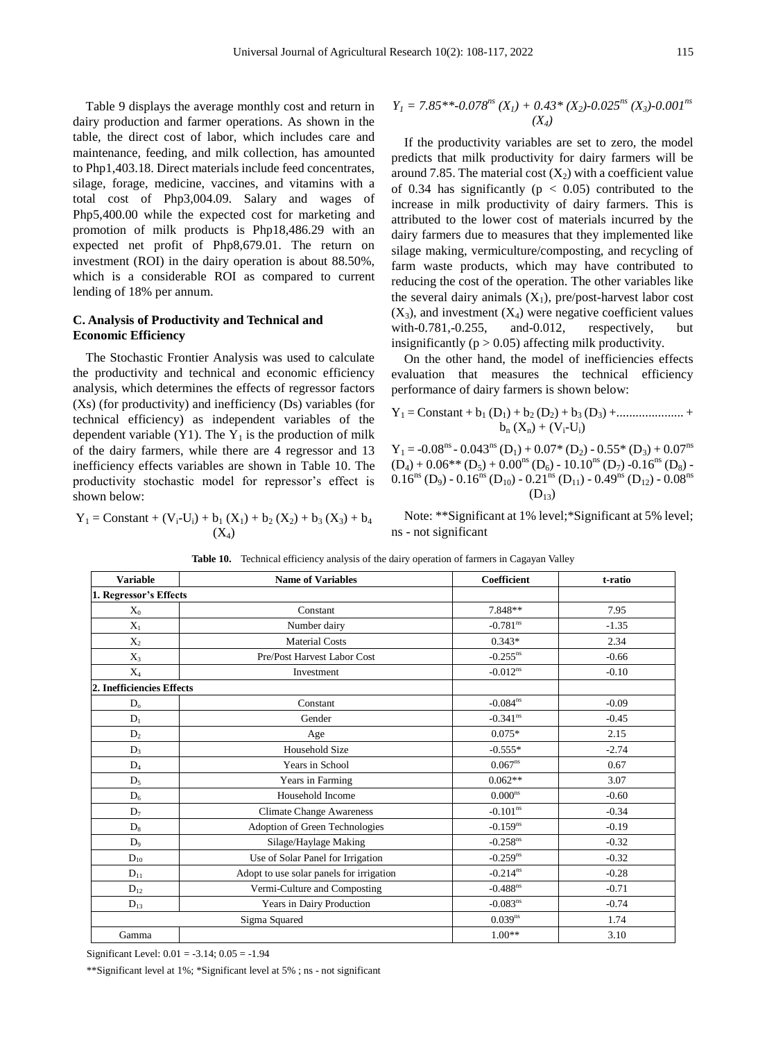Table 9 displays the average monthly cost and return in dairy production and farmer operations. As shown in the table, the direct cost of labor, which includes care and maintenance, feeding, and milk collection, has amounted to Php1,403.18. Direct materials include feed concentrates, silage, forage, medicine, vaccines, and vitamins with a total cost of Php3,004.09. Salary and wages of Php5,400.00 while the expected cost for marketing and promotion of milk products is Php18,486.29 with an expected net profit of Php8,679.01. The return on investment (ROI) in the dairy operation is about 88.50%, which is a considerable ROI as compared to current lending of 18% per annum.

### C. Analysis of Productivity and Technical and Economic Efficiency

The Stochastic Frontier Analysis was used to calculate the productivity and technical and economic efficiency analysis, which determines the effects of regressor factors (Xs) (for productivity) and inefficiency (Ds) variables (for technical efficiency) as independent variables of the dependent variable (Y1). The $Y_1$ is the production of milk of the dairy farmers, while there are 4 regressor and 13 inefficiency effects variables are shown in Table 10. The productivity stochastic model for repressor's effect is shown below:

$$Y_1 = \text{Constant} + (V_i - U_i) + b_1 (X_1) + b_2 (X_2) + b_3 (X_3) + b_4 (X_4)$$

$$Y_1 = 7.85^{**} - 0.078^{ns} (X_1) + 0.43^{*} (X_2) - 0.025^{ns} (X_3) - 0.001^{ns} (X_4)$$

If the productivity variables are set to zero, the model predicts that milk productivity for dairy farmers will be around 7.85. The material cost ($X_2$) with a coefficient value of 0.34 has significantly ($p < 0.05$) contributed to the increase in milk productivity of dairy farmers. This is attributed to the lower cost of materials incurred by the dairy farmers due to measures that they implemented like silage making, vermiculture/composting, and recycling of farm waste products, which may have contributed to reducing the cost of the operation. The other variables like the several dairy animals ($X_1$), pre/post-harvest labor cost ($X_3$), and investment ($X_4$) were negative coefficient values with-0.781,-0.255, and-0.012, respectively, but insignificantly ($p > 0.05$) affecting milk productivity.

On the other hand, the model of inefficiencies effects evaluation that measures the technical efficiency performance of dairy farmers is shown below:

$$Y_1 = \text{Constant} + b_1 (D_1) + b_2 (D_2) + b_3 (D_3) + \dots + b_n (X_n) + (V_i - U_i)$$

$$Y_1 = -0.08^{ns} - 0.043^{ns} (D_1) + 0.07^{*} (D_2) - 0.55^{*} (D_3) + 0.07^{ns} (D_4) + 0.06^{**} (D_5) + 0.00^{ns} (D_6) - 10.10^{ns} (D_7) - 0.16^{ns} (D_8) - 0.16^{ns} (D_9) - 0.16^{ns} (D_{10}) - 0.21^{ns} (D_{11}) - 0.49^{ns} (D_{12}) - 0.08^{ns} (D_{13})$$

Note: **Significant at 1% level;*Significant at 5% level; ns - not significant

**Table 10.** Technical efficiency analysis of the dairy operation of farmers in Cagayan Valley

| Variable | Name of Variables | Coefficient | t-ratio |
|---|---|---|---|
| **1. Regressor's Effects** | | | |
| $X_0$ | Constant | 7.848** | 7.95 |
| $X_1$ | Number dairy | $-0.781^{ns}$ | -1.35 |
| $X_2$ | Material Costs | 0.343* | 2.34 |
| $X_3$ | Pre/Post Harvest Labor Cost | $-0.255^{ns}$ | -0.66 |
| $X_4$ | Investment | $-0.012^{ns}$ | -0.10 |
| **2. Inefficiencies Effects** | | | |
| $D_o$ | Constant | $-0.084^{ns}$ | -0.09 |
| $D_1$ | Gender | $-0.341^{ns}$ | -0.45 |
| $D_2$ | Age | 0.075* | 2.15 |
| $D_3$ | Household Size | -0.555* | -2.74 |
| $D_4$ | Years in School | $0.067^{ns}$ | 0.67 |
| $D_5$ | Years in Farming | 0.062** | 3.07 |
| $D_6$ | Household Income | $0.000^{ns}$ | -0.60 |
| $D_7$ | Climate Change Awareness | $-0.101^{ns}$ | -0.34 |
| $D_8$ | Adoption of Green Technologies | $-0.159^{ns}$ | -0.19 |
| $D_9$ | Silage/Haylage Making | $-0.258^{ns}$ | -0.32 |
| $D_{10}$ | Use of Solar Panel for Irrigation | $-0.259^{ns}$ | -0.32 |
| $D_{11}$ | Adopt to use solar panels for irrigation | $-0.214^{ns}$ | -0.28 |
| $D_{12}$ | Vermi-Culture and Composting | $-0.488^{ns}$ | -0.71 |
| $D_{13}$ | Years in Dairy Production | $-0.083^{ns}$ | -0.74 |
| Sigma Squared | | $0.039^{ns}$ | 1.74 |
| Gamma | | 1.00** | 3.10 |

Significant Level: 0.01 = -3.14; 0.05 = -1.94

**Significant level at 1%; *Significant level at 5% ; ns - not significant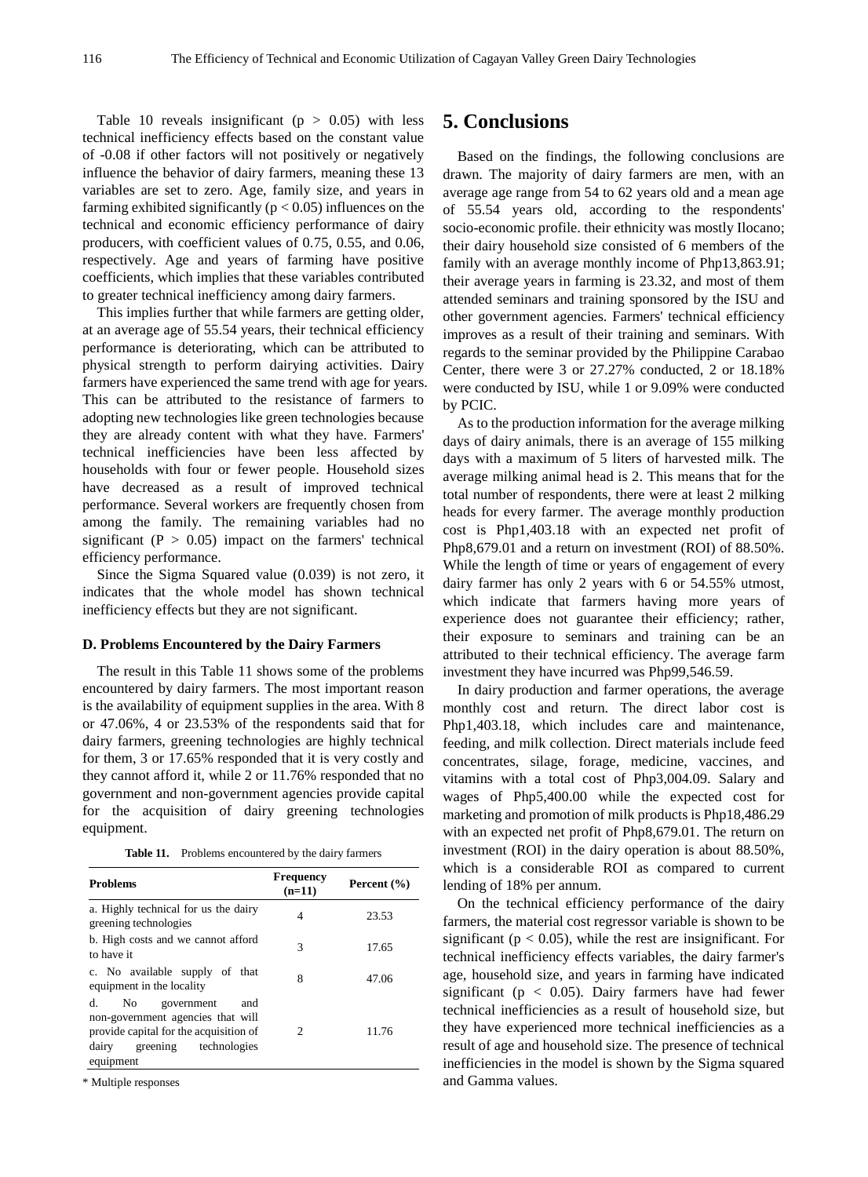Table 10 reveals insignificant ($p > 0.05$) with less technical inefficiency effects based on the constant value of -0.08 if other factors will not positively or negatively influence the behavior of dairy farmers, meaning these 13 variables are set to zero. Age, family size, and years in farming exhibited significantly ($p < 0.05$) influences on the technical and economic efficiency performance of dairy producers, with coefficient values of 0.75, 0.55, and 0.06, respectively. Age and years of farming have positive coefficients, which implies that these variables contributed to greater technical inefficiency among dairy farmers.

This implies further that while farmers are getting older, at an average age of 55.54 years, their technical efficiency performance is deteriorating, which can be attributed to physical strength to perform dairying activities. Dairy farmers have experienced the same trend with age for years. This can be attributed to the resistance of farmers to adopting new technologies like green technologies because they are already content with what they have. Farmers' technical inefficiencies have been less affected by households with four or fewer people. Household sizes have decreased as a result of improved technical performance. Several workers are frequently chosen from among the family. The remaining variables had no significant ($P > 0.05$) impact on the farmers' technical efficiency performance.

Since the Sigma Squared value (0.039) is not zero, it indicates that the whole model has shown technical inefficiency effects but they are not significant.

### D. Problems Encountered by the Dairy Farmers

The result in this Table 11 shows some of the problems encountered by dairy farmers. The most important reason is the availability of equipment supplies in the area. With 8 or 47.06%, 4 or 23.53% of the respondents said that for dairy farmers, greening technologies are highly technical for them, 3 or 17.65% responded that it is very costly and they cannot afford it, while 2 or 11.76% responded that no government and non-government agencies provide capital for the acquisition of dairy greening technologies equipment.

**Table 11.** Problems encountered by the dairy farmers

| Problems | Frequency (n=11) | Percent (%) |
|---|---|---|
| a. Highly technical for us the dairy greening technologies | 4 | 23.53 |
| b. High costs and we cannot afford to have it | 3 | 17.65 |
| c. No available supply of that equipment in the locality | 8 | 47.06 |
| d. No government and non-government agencies that will provide capital for the acquisition of dairy greening technologies equipment | 2 | 11.76 |

* Multiple responses

## 5. Conclusions

Based on the findings, the following conclusions are drawn. The majority of dairy farmers are men, with an average age range from 54 to 62 years old and a mean age of 55.54 years old, according to the respondents' socio-economic profile. their ethnicity was mostly Ilocano; their dairy household size consisted of 6 members of the family with an average monthly income of Php13,863.91; their average years in farming is 23.32, and most of them attended seminars and training sponsored by the ISU and other government agencies. Farmers' technical efficiency improves as a result of their training and seminars. With regards to the seminar provided by the Philippine Carabao Center, there were 3 or 27.27% conducted, 2 or 18.18% were conducted by ISU, while 1 or 9.09% were conducted by PCIC.

As to the production information for the average milking days of dairy animals, there is an average of 155 milking days with a maximum of 5 liters of harvested milk. The average milking animal head is 2. This means that for the total number of respondents, there were at least 2 milking heads for every farmer. The average monthly production cost is Php1,403.18 with an expected net profit of Php8,679.01 and a return on investment (ROI) of 88.50%. While the length of time or years of engagement of every dairy farmer has only 2 years with 6 or 54.55% utmost, which indicate that farmers having more years of experience does not guarantee their efficiency; rather, their exposure to seminars and training can be an attributed to their technical efficiency. The average farm investment they have incurred was Php99,546.59.

In dairy production and farmer operations, the average monthly cost and return. The direct labor cost is Php1,403.18, which includes care and maintenance, feeding, and milk collection. Direct materials include feed concentrates, silage, forage, medicine, vaccines, and vitamins with a total cost of Php3,004.09. Salary and wages of Php5,400.00 while the expected cost for marketing and promotion of milk products is Php18,486.29 with an expected net profit of Php8,679.01. The return on investment (ROI) in the dairy operation is about 88.50%, which is a considerable ROI as compared to current lending of 18% per annum.

On the technical efficiency performance of the dairy farmers, the material cost regressor variable is shown to be significant ($p < 0.05$), while the rest are insignificant. For technical inefficiency effects variables, the dairy farmer's age, household size, and years in farming have indicated significant ($p < 0.05$). Dairy farmers have had fewer technical inefficiencies as a result of household size, but they have experienced more technical inefficiencies as a result of age and household size. The presence of technical inefficiencies in the model is shown by the Sigma squared and Gamma values.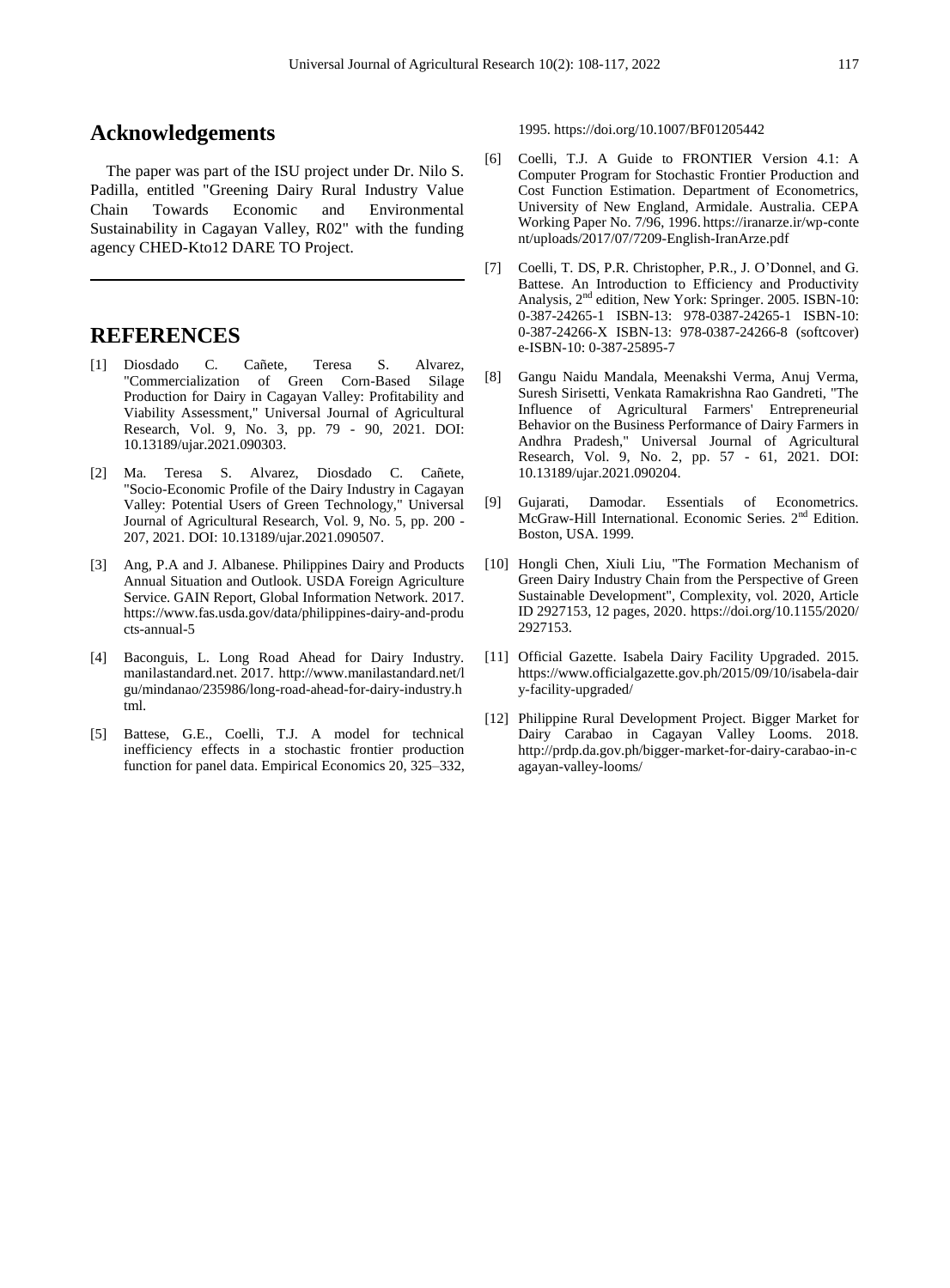## Acknowledgements

The paper was part of the ISU project under Dr. Nilo S. Padilla, entitled "Greening Dairy Rural Industry Value Chain Towards Economic and Environmental Sustainability in Cagayan Valley, R02" with the funding agency CHED-Kto12 DARE TO Project.

## REFERENCES

[1] Diosdado C. Cañete, Teresa S. Alvarez, "Commercialization of Green Corn-Based Silage Production for Dairy in Cagayan Valley: Profitability and Viability Assessment," Universal Journal of Agricultural Research, Vol. 9, No. 3, pp. 79 - 90, 2021. DOI: 10.13189/ujar.2021.090303.

[2] Ma. Teresa S. Alvarez, Diosdado C. Cañete, "Socio-Economic Profile of the Dairy Industry in Cagayan Valley: Potential Users of Green Technology," Universal Journal of Agricultural Research, Vol. 9, No. 5, pp. 200 - 207, 2021. DOI: 10.13189/ujar.2021.090507.

[3] Ang, P.A and J. Albanese. Philippines Dairy and Products Annual Situation and Outlook. USDA Foreign Agriculture Service. GAIN Report, Global Information Network. 2017. https://www.fas.usda.gov/data/philippines-dairy-and-products-annual-5

[4] Baconguis, L. Long Road Ahead for Dairy Industry. manilastandard.net. 2017. http://www.manilastandard.net/lgu/mindanao/235986/long-road-ahead-for-dairy-industry.html.

[5] Battese, G.E., Coelli, T.J. A model for technical inefficiency effects in a stochastic frontier production function for panel data. Empirical Economics 20, 325–332, 1995. https://doi.org/10.1007/BF01205442

[6] Coelli, T.J. A Guide to FRONTIER Version 4.1: A Computer Program for Stochastic Frontier Production and Cost Function Estimation. Department of Econometrics, University of New England, Armidale. Australia. CEPA Working Paper No. 7/96, 1996. https://iranarze.ir/wp-content/uploads/2017/07/7209-English-IranArze.pdf

[7] Coelli, T. DS, P.R. Christopher, P.R., J. O'Donnel, and G. Battese. An Introduction to Efficiency and Productivity Analysis, 2nd edition, New York: Springer. 2005. ISBN-10: 0-387-24265-1 ISBN-13: 978-0387-24265-1 ISBN-10: 0-387-24266-X ISBN-13: 978-0387-24266-8 (softcover) e-ISBN-10: 0-387-25895-7

[8] Gangu Naidu Mandala, Meenakshi Verma, Anuj Verma, Suresh Sirisetti, Venkata Ramakrishna Rao Gandreti, "The Influence of Agricultural Farmers' Entrepreneurial Behavior on the Business Performance of Dairy Farmers in Andhra Pradesh," Universal Journal of Agricultural Research, Vol. 9, No. 2, pp. 57 - 61, 2021. DOI: 10.13189/ujar.2021.090204.

[9] Gujarati, Damodar. Essentials of Econometrics. McGraw-Hill International. Economic Series. 2nd Edition. Boston, USA. 1999.

[10] Hongli Chen, Xiuli Liu, "The Formation Mechanism of Green Dairy Industry Chain from the Perspective of Green Sustainable Development", Complexity, vol. 2020, Article ID 2927153, 12 pages, 2020. https://doi.org/10.1155/2020/2927153.

[11] Official Gazette. Isabela Dairy Facility Upgraded. 2015. https://www.officialgazette.gov.ph/2015/09/10/isabela-dairy-facility-upgraded/

[12] Philippine Rural Development Project. Bigger Market for Dairy Carabao in Cagayan Valley Looms. 2018. http://prdp.da.gov.ph/bigger-market-for-dairy-carabao-in-cagayan-valley-looms/